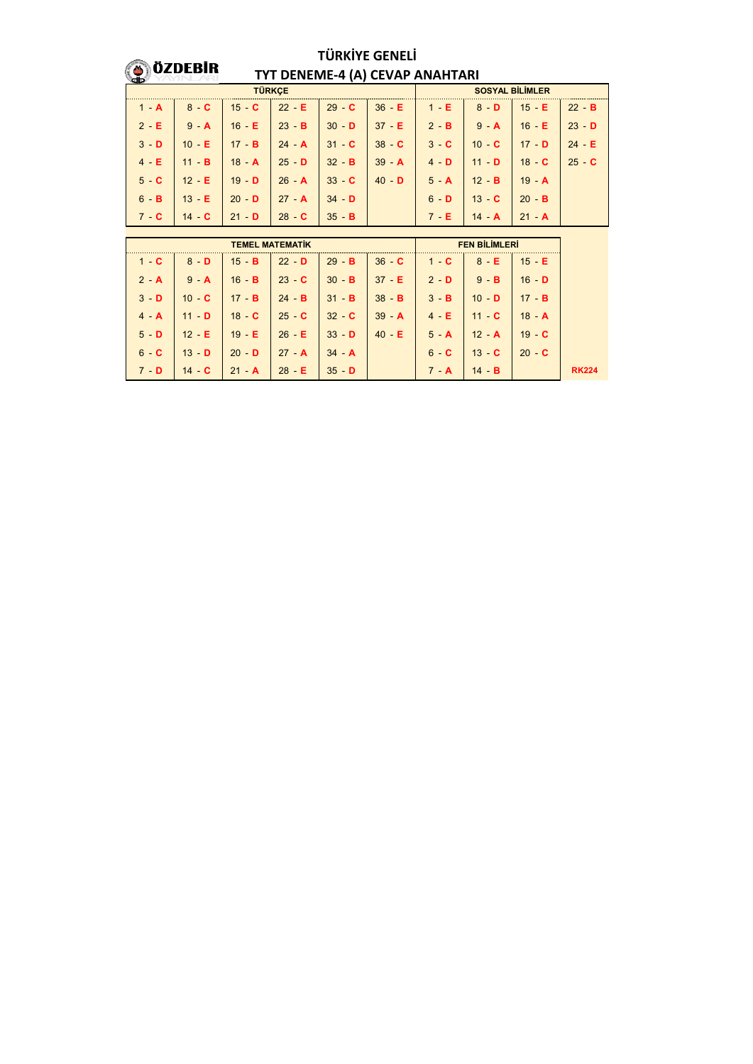# TÜRKİYE GENELİ

ÖZDEBİR

## TYT DENEME-4 (A) CEVAP ANAHTARI

| TÜRKÇE | | | | | | SOSYAL BİLİMLER | | | |
|---|---|---|---|---|---|---|---|---|---|
| 1 - A | 8 - C | 15 - C | 22 - E | 29 - C | 36 - E | 1 - E | 8 - D | 15 - E | 22 - B |
| 2 - E | 9 - A | 16 - E | 23 - B | 30 - D | 37 - E | 2 - B | 9 - A | 16 - E | 23 - D |
| 3 - D | 10 - E | 17 - B | 24 - A | 31 - C | 38 - C | 3 - C | 10 - C | 17 - D | 24 - E |
| 4 - E | 11 - B | 18 - A | 25 - D | 32 - B | 39 - A | 4 - D | 11 - D | 18 - C | 25 - C |
| 5 - C | 12 - E | 19 - D | 26 - A | 33 - C | 40 - D | 5 - A | 12 - B | 19 - A | |
| 6 - B | 13 - E | 20 - D | 27 - A | 34 - D | | 6 - D | 13 - C | 20 - B | |
| 7 - C | 14 - C | 21 - D | 28 - C | 35 - B | | 7 - E | 14 - A | 21 - A | |

| TEMEL MATEMATİK | | | | | | FEN BİLİMLERİ | | |
|---|---|---|---|---|---|---|---|---|
| 1 - C | 8 - D | 15 - B | 22 - D | 29 - B | 36 - C | 1 - C | 8 - E | 15 - E |
| 2 - A | 9 - A | 16 - B | 23 - C | 30 - B | 37 - E | 2 - D | 9 - B | 16 - D |
| 3 - D | 10 - C | 17 - B | 24 - B | 31 - B | 38 - B | 3 - B | 10 - D | 17 - B |
| 4 - A | 11 - D | 18 - C | 25 - C | 32 - C | 39 - A | 4 - E | 11 - C | 18 - A |
| 5 - D | 12 - E | 19 - E | 26 - E | 33 - D | 40 - E | 5 - A | 12 - A | 19 - C |
| 6 - C | 13 - D | 20 - D | 27 - A | 34 - A | | 6 - C | 13 - C | 20 - C |
| 7 - D | 14 - C | 21 - A | 28 - E | 35 - D | | 7 - A | 14 - B | |

RK224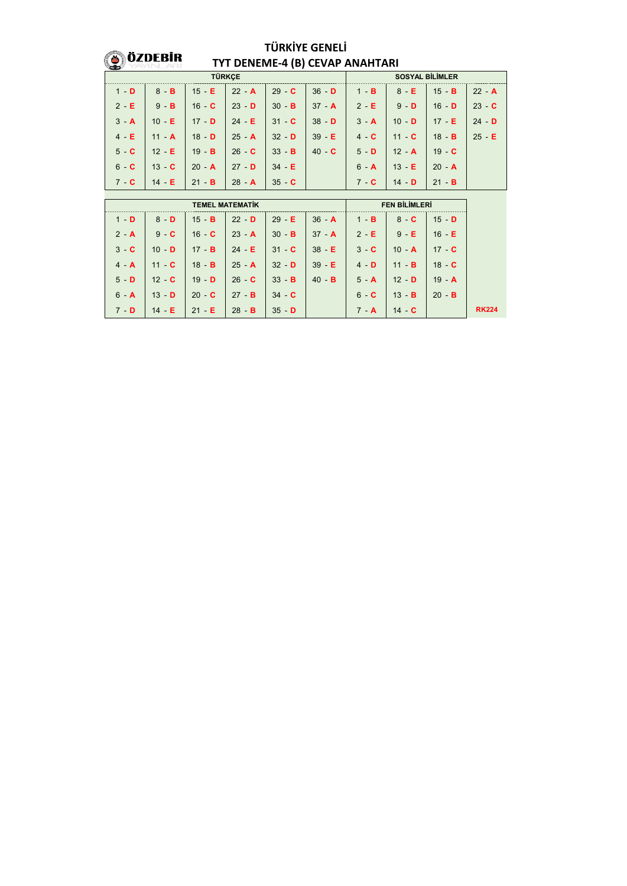# ÖZDEBİR

## TÜRKİYE GENELİ
## TYT DENEME-4 (B) CEVAP ANAHTARI

| TÜRKÇE | | | | | | SOSYAL BİLİMLER | | | |
|---|---|---|---|---|---|---|---|---|---|
| 1 - D | 8 - B | 15 - E | 22 - A | 29 - C | 36 - D | 1 - B | 8 - E | 15 - B | 22 - A |
| 2 - E | 9 - B | 16 - C | 23 - D | 30 - B | 37 - A | 2 - E | 9 - D | 16 - D | 23 - C |
| 3 - A | 10 - E | 17 - D | 24 - E | 31 - C | 38 - D | 3 - A | 10 - D | 17 - E | 24 - D |
| 4 - E | 11 - A | 18 - D | 25 - A | 32 - D | 39 - E | 4 - C | 11 - C | 18 - B | 25 - E |
| 5 - C | 12 - E | 19 - B | 26 - C | 33 - B | 40 - C | 5 - D | 12 - A | 19 - C | |
| 6 - C | 13 - C | 20 - A | 27 - D | 34 - E | | 6 - A | 13 - E | 20 - A | |
| 7 - C | 14 - E | 21 - B | 28 - A | 35 - C | | 7 - C | 14 - D | 21 - B | |

| TEMEL MATEMATİK | | | | | | FEN BİLİMLERİ | | |
|---|---|---|---|---|---|---|---|---|
| 1 - D | 8 - D | 15 - B | 22 - D | 29 - E | 36 - A | 1 - B | 8 - C | 15 - D |
| 2 - A | 9 - C | 16 - C | 23 - A | 30 - B | 37 - A | 2 - E | 9 - E | 16 - E |
| 3 - C | 10 - D | 17 - B | 24 - E | 31 - C | 38 - E | 3 - C | 10 - A | 17 - C |
| 4 - A | 11 - C | 18 - B | 25 - A | 32 - D | 39 - E | 4 - D | 11 - B | 18 - C |
| 5 - D | 12 - C | 19 - D | 26 - C | 33 - B | 40 - B | 5 - A | 12 - D | 19 - A |
| 6 - A | 13 - D | 20 - C | 27 - B | 34 - C | | 6 - C | 13 - B | 20 - B |
| 7 - D | 14 - E | 21 - E | 28 - B | 35 - D | | 7 - A | 14 - C | |

RK224